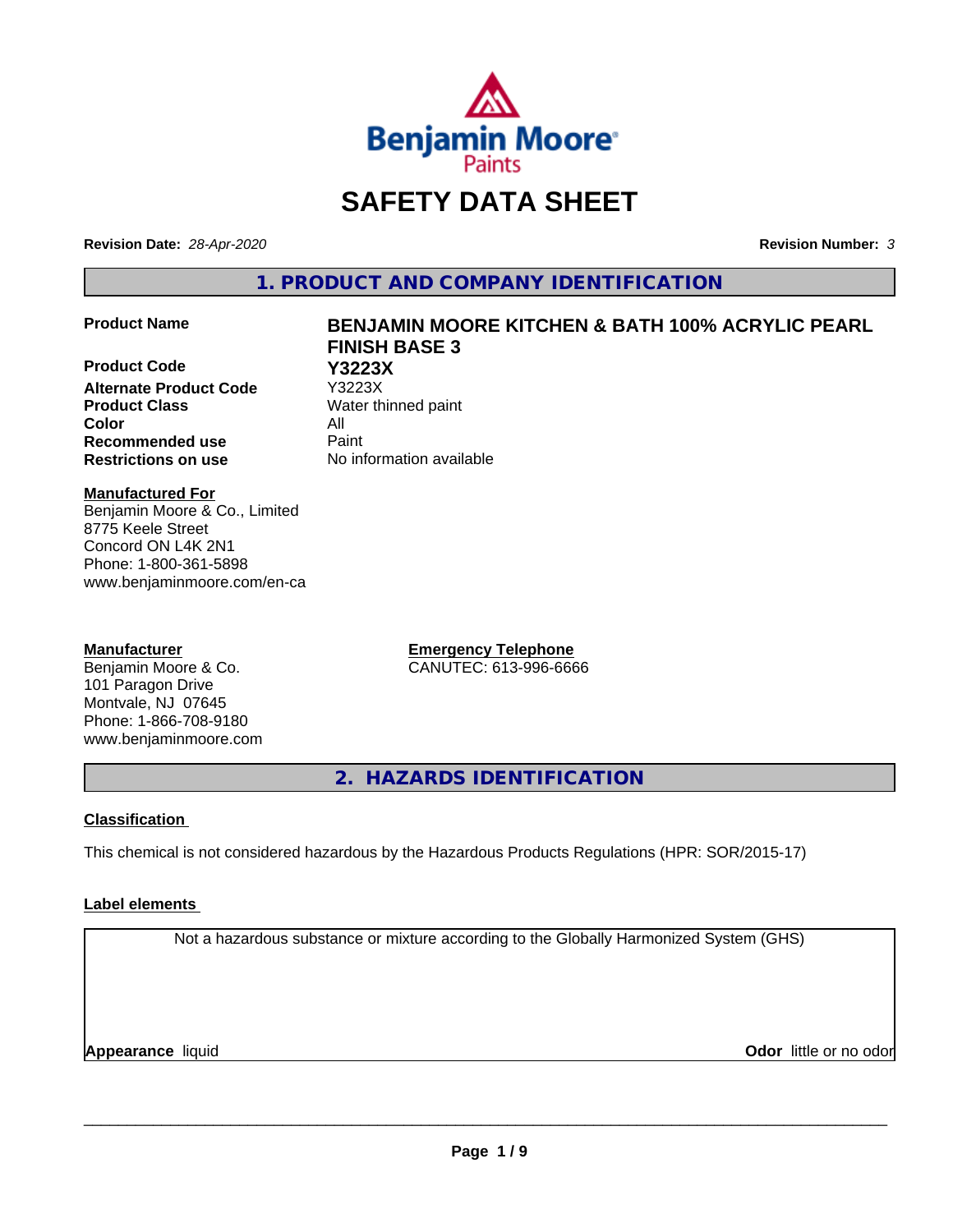# SAFETY DATA SHEET

**Revision Date:** *28-Apr-2020*

**Revision Number:** *3*

## 1. PRODUCT AND COMPANY IDENTIFICATION

| | |
|---|---|
| **Product Name** | **BENJAMIN MOORE KITCHEN & BATH 100% ACRYLIC PEARL FINISH BASE 3** |
| **Product Code** | **Y3223X** |
| **Alternate Product Code** | Y3223X |
| **Product Class** | Water thinned paint |
| **Color** | All |
| **Recommended use** | Paint |
| **Restrictions on use** | No information available |

**Manufactured For**
Benjamin Moore & Co., Limited
8775 Keele Street
Concord ON L4K 2N1
Phone: 1-800-361-5898
www.benjaminmoore.com/en-ca

**Manufacturer**
Benjamin Moore & Co.
101 Paragon Drive
Montvale, NJ 07645
Phone: 1-866-708-9180
www.benjaminmoore.com

**Emergency Telephone**
CANUTEC: 613-996-6666

## 2. HAZARDS IDENTIFICATION

**Classification**

This chemical is not considered hazardous by the Hazardous Products Regulations (HPR: SOR/2015-17)

**Label elements**

Not a hazardous substance or mixture according to the Globally Harmonized System (GHS)

**Appearance** liquid

**Odor** little or no odor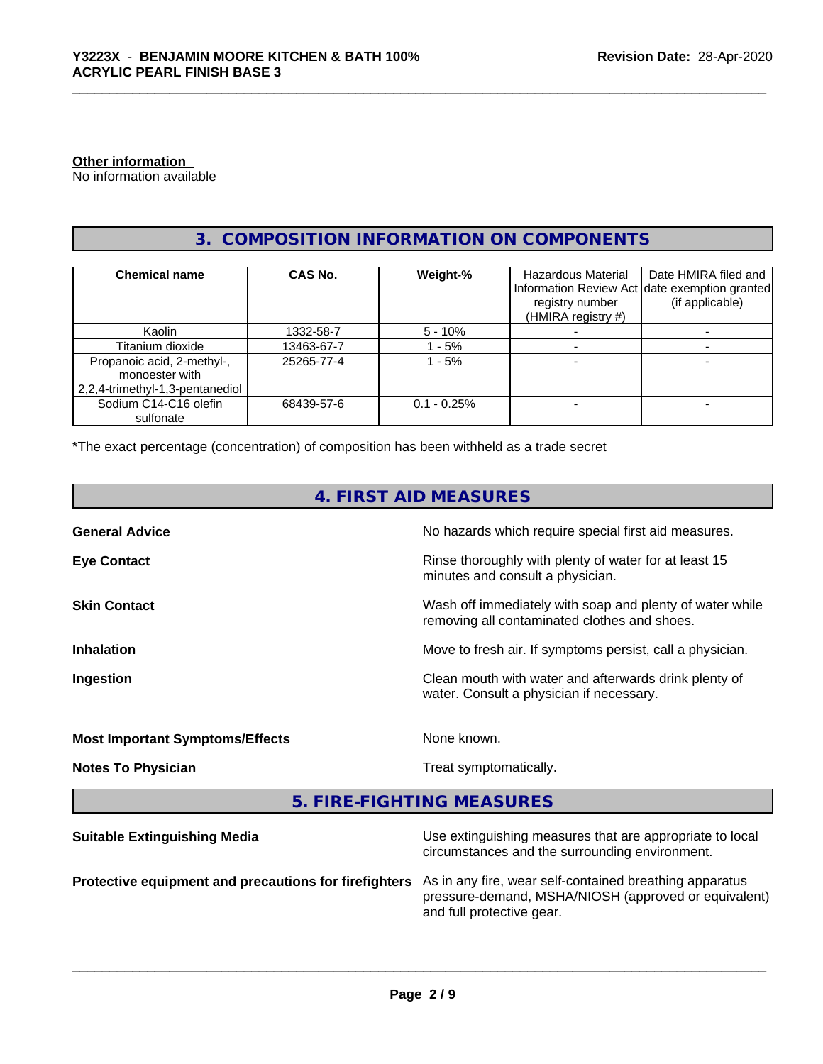**Other information**

No information available

## 3. COMPOSITION INFORMATION ON COMPONENTS

| Chemical name | CAS No. | Weight-% | Hazardous Material Information Review Act registry number (HMIRA registry #) | Date HMIRA filed and date exemption granted (if applicable) |
|---|---|---|---|---|
| Kaolin | 1332-58-7 | 5 - 10% | - | - |
| Titanium dioxide | 13463-67-7 | 1 - 5% | - | - |
| Propanoic acid, 2-methyl-, monoester with 2,2,4-trimethyl-1,3-pentanediol | 25265-77-4 | 1 - 5% | - | - |
| Sodium C14-C16 olefin sulfonate | 68439-57-6 | 0.1 - 0.25% | - | - |

*The exact percentage (concentration) of composition has been withheld as a trade secret

## 4. FIRST AID MEASURES

**General Advice** No hazards which require special first aid measures.

**Eye Contact** Rinse thoroughly with plenty of water for at least 15 minutes and consult a physician.

**Skin Contact** Wash off immediately with soap and plenty of water while removing all contaminated clothes and shoes.

**Inhalation** Move to fresh air. If symptoms persist, call a physician.

**Ingestion** Clean mouth with water and afterwards drink plenty of water. Consult a physician if necessary.

**Most Important Symptoms/Effects** None known.

**Notes To Physician** Treat symptomatically.

## 5. FIRE-FIGHTING MEASURES

**Suitable Extinguishing Media** Use extinguishing measures that are appropriate to local circumstances and the surrounding environment.

**Protective equipment and precautions for firefighters** As in any fire, wear self-contained breathing apparatus pressure-demand, MSHA/NIOSH (approved or equivalent) and full protective gear.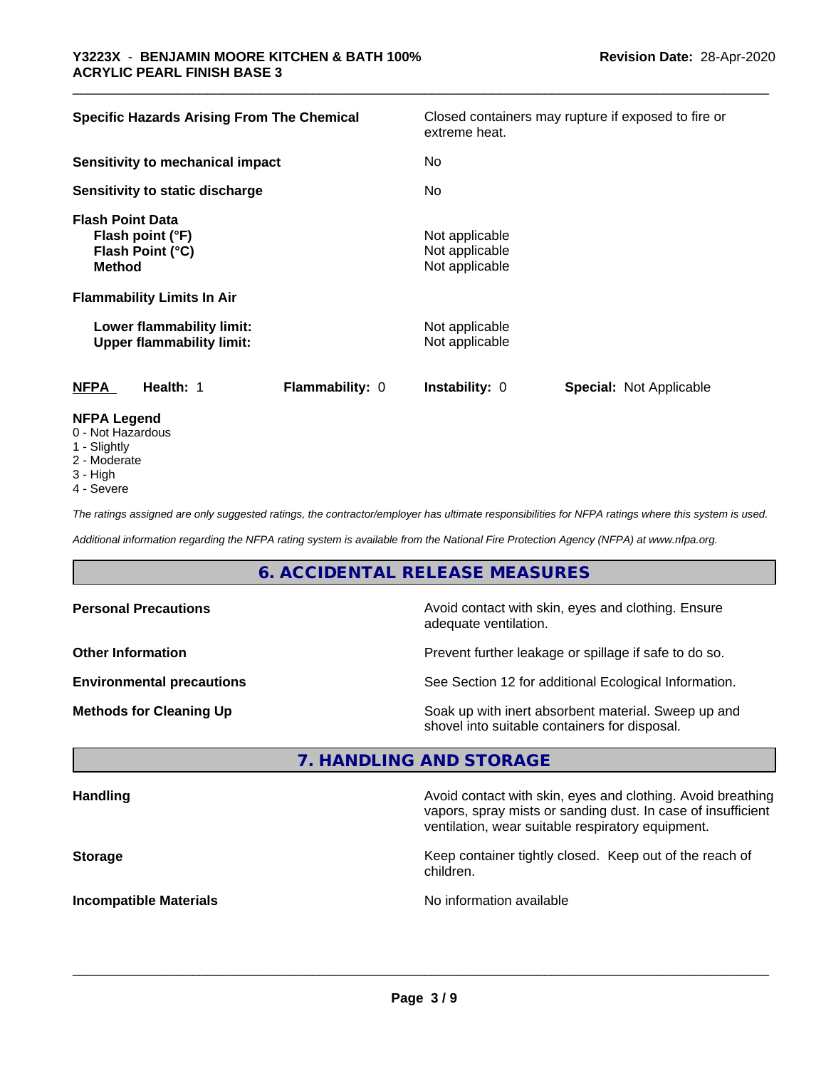| | |
|---|---|
| **Specific Hazards Arising From The Chemical** | Closed containers may rupture if exposed to fire or extreme heat. |
| **Sensitivity to mechanical impact** | No |
| **Sensitivity to static discharge** | No |

**Flash Point Data**

| | |
|---|---|
| **Flash point (°F)** | Not applicable |
| **Flash Point (°C)** | Not applicable |
| **Method** | Not applicable |

**Flammability Limits In Air**

| | |
|---|---|
| **Lower flammability limit:** | Not applicable |
| **Upper flammability limit:** | Not applicable |

| **NFPA** | **Health:** 1 | **Flammability:** 0 | **Instability:** 0 | **Special:** Not Applicable |
|---|---|---|---|---|

**NFPA Legend**

- 0 - Not Hazardous
- 1 - Slightly
- 2 - Moderate
- 3 - High
- 4 - Severe

*The ratings assigned are only suggested ratings, the contractor/employer has ultimate responsibilities for NFPA ratings where this system is used.*

*Additional information regarding the NFPA rating system is available from the National Fire Protection Agency (NFPA) at www.nfpa.org.*

## 6. ACCIDENTAL RELEASE MEASURES

| | |
|---|---|
| **Personal Precautions** | Avoid contact with skin, eyes and clothing. Ensure adequate ventilation. |
| **Other Information** | Prevent further leakage or spillage if safe to do so. |
| **Environmental precautions** | See Section 12 for additional Ecological Information. |
| **Methods for Cleaning Up** | Soak up with inert absorbent material. Sweep up and shovel into suitable containers for disposal. |

## 7. HANDLING AND STORAGE

| | |
|---|---|
| **Handling** | Avoid contact with skin, eyes and clothing. Avoid breathing vapors, spray mists or sanding dust. In case of insufficient ventilation, wear suitable respiratory equipment. |
| **Storage** | Keep container tightly closed. Keep out of the reach of children. |
| **Incompatible Materials** | No information available |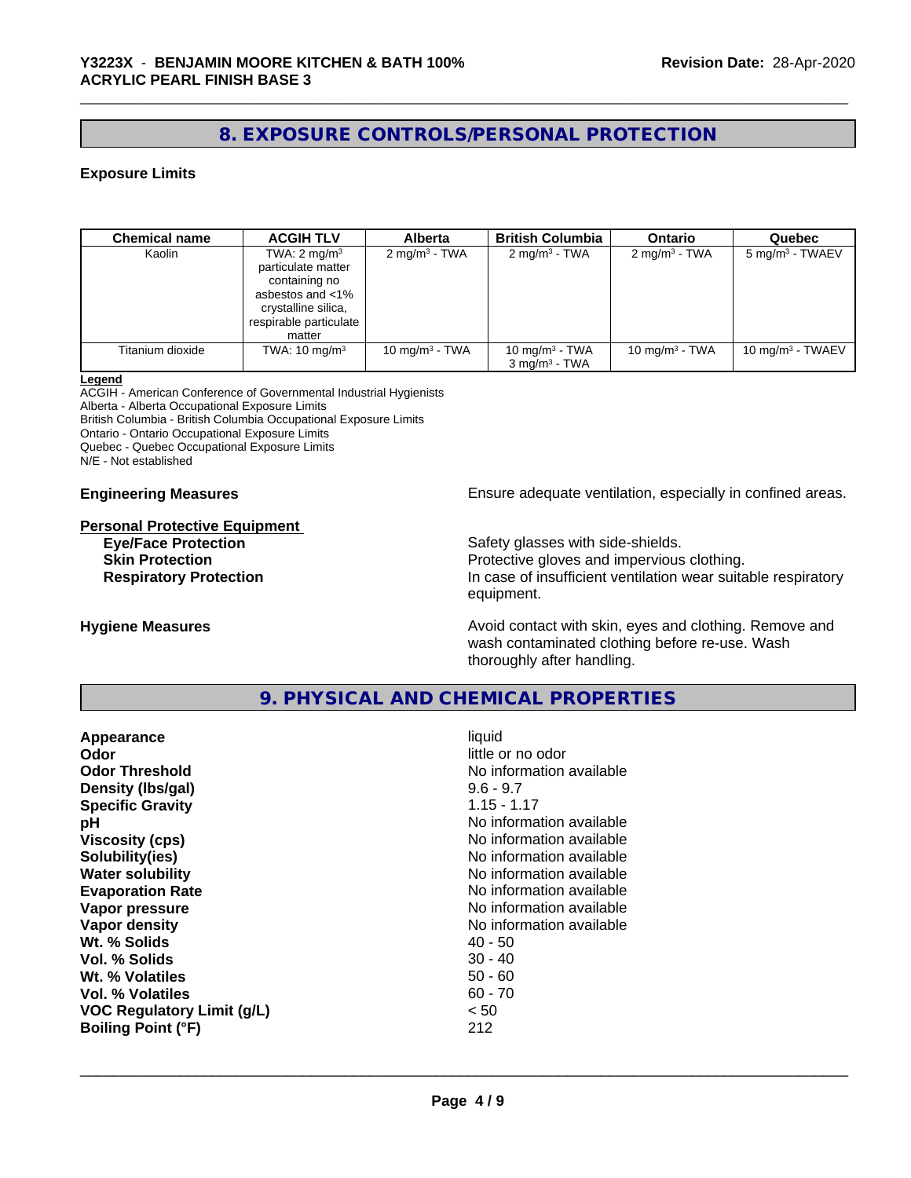## 8. EXPOSURE CONTROLS/PERSONAL PROTECTION

### Exposure Limits

| Chemical name | ACGIH TLV | Alberta | British Columbia | Ontario | Quebec |
|---|---|---|---|---|---|
| Kaolin | TWA: 2 $mg/m^3$ particulate matter containing no asbestos and <1% crystalline silica, respirable particulate matter | 2 $mg/m^3$ - TWA | 2 $mg/m^3$ - TWA | 2 $mg/m^3$ - TWA | 5 $mg/m^3$ - TWAEV |
| Titanium dioxide | TWA: 10 $mg/m^3$ | 10 $mg/m^3$ - TWA | 10 $mg/m^3$ - TWA<br>3 $mg/m^3$ - TWA | 10 $mg/m^3$ - TWA | 10 $mg/m^3$ - TWAEV |

**Legend**
ACGIH - American Conference of Governmental Industrial Hygienists
Alberta - Alberta Occupational Exposure Limits
British Columbia - British Columbia Occupational Exposure Limits
Ontario - Ontario Occupational Exposure Limits
Quebec - Quebec Occupational Exposure Limits
N/E - Not established

**Engineering Measures** Ensure adequate ventilation, especially in confined areas.

**Personal Protective Equipment**

**Eye/Face Protection** Safety glasses with side-shields.
**Skin Protection** Protective gloves and impervious clothing.
**Respiratory Protection** In case of insufficient ventilation wear suitable respiratory equipment.

**Hygiene Measures** Avoid contact with skin, eyes and clothing. Remove and wash contaminated clothing before re-use. Wash thoroughly after handling.

## 9. PHYSICAL AND CHEMICAL PROPERTIES

| | |
|---|---|
| **Appearance** | liquid |
| **Odor** | little or no odor |
| **Odor Threshold** | No information available |
| **Density (lbs/gal)** | 9.6 - 9.7 |
| **Specific Gravity** | 1.15 - 1.17 |
| **pH** | No information available |
| **Viscosity (cps)** | No information available |
| **Solubility(ies)** | No information available |
| **Water solubility** | No information available |
| **Evaporation Rate** | No information available |
| **Vapor pressure** | No information available |
| **Vapor density** | No information available |
| **Wt. % Solids** | 40 - 50 |
| **Vol. % Solids** | 30 - 40 |
| **Wt. % Volatiles** | 50 - 60 |
| **Vol. % Volatiles** | 60 - 70 |
| **VOC Regulatory Limit (g/L)** | < 50 |
| **Boiling Point (°F)** | 212 |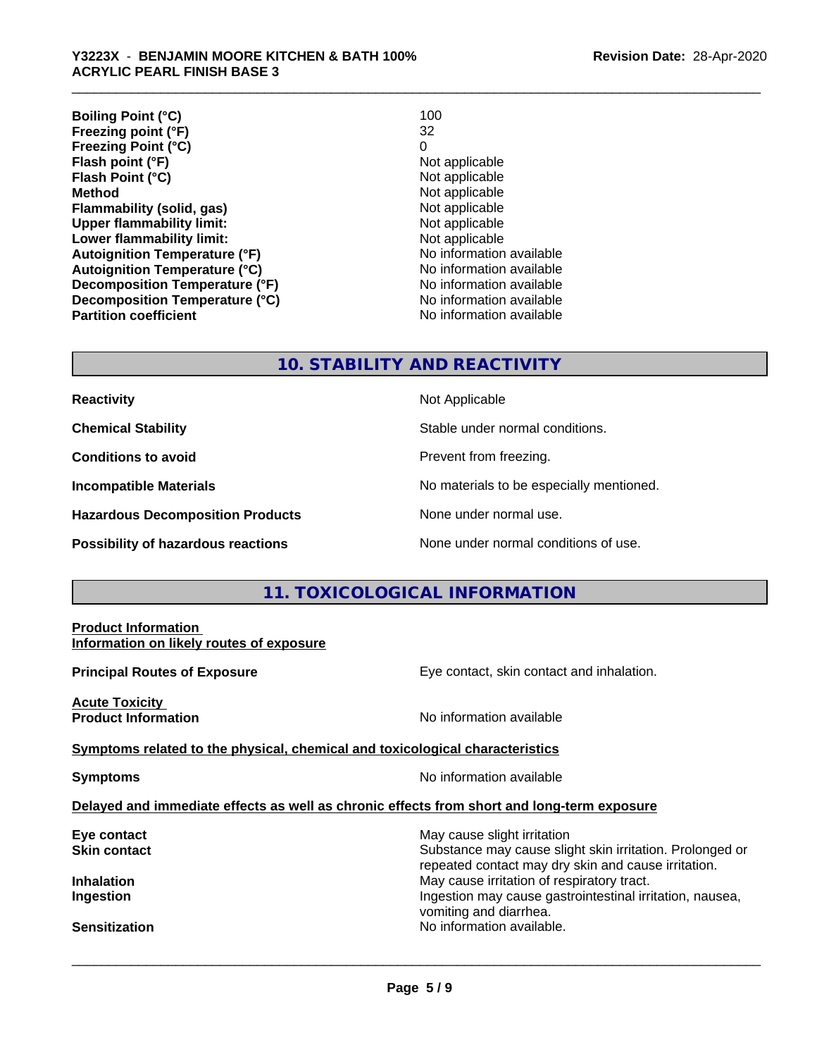| | |
|---|---|
| **Boiling Point (°C)** | 100 |
| **Freezing point (°F)** | 32 |
| **Freezing Point (°C)** | 0 |
| **Flash point (°F)** | Not applicable |
| **Flash Point (°C)** | Not applicable |
| **Method** | Not applicable |
| **Flammability (solid, gas)** | Not applicable |
| **Upper flammability limit:** | Not applicable |
| **Lower flammability limit:** | Not applicable |
| **Autoignition Temperature (°F)** | No information available |
| **Autoignition Temperature (°C)** | No information available |
| **Decomposition Temperature (°F)** | No information available |
| **Decomposition Temperature (°C)** | No information available |
| **Partition coefficient** | No information available |

## 10. STABILITY AND REACTIVITY

| | |
|---|---|
| **Reactivity** | Not Applicable |
| **Chemical Stability** | Stable under normal conditions. |
| **Conditions to avoid** | Prevent from freezing. |
| **Incompatible Materials** | No materials to be especially mentioned. |
| **Hazardous Decomposition Products** | None under normal use. |
| **Possibility of hazardous reactions** | None under normal conditions of use. |

## 11. TOXICOLOGICAL INFORMATION

**Product Information**
**Information on likely routes of exposure**

**Principal Routes of Exposure** — Eye contact, skin contact and inhalation.

**Acute Toxicity**
**Product Information** — No information available

**Symptoms related to the physical, chemical and toxicological characteristics**

**Symptoms** — No information available

**Delayed and immediate effects as well as chronic effects from short and long-term exposure**

| | |
|---|---|
| **Eye contact** | May cause slight irritation |
| **Skin contact** | Substance may cause slight skin irritation. Prolonged or repeated contact may dry skin and cause irritation. |
| **Inhalation** | May cause irritation of respiratory tract. |
| **Ingestion** | Ingestion may cause gastrointestinal irritation, nausea, vomiting and diarrhea. |
| **Sensitization** | No information available. |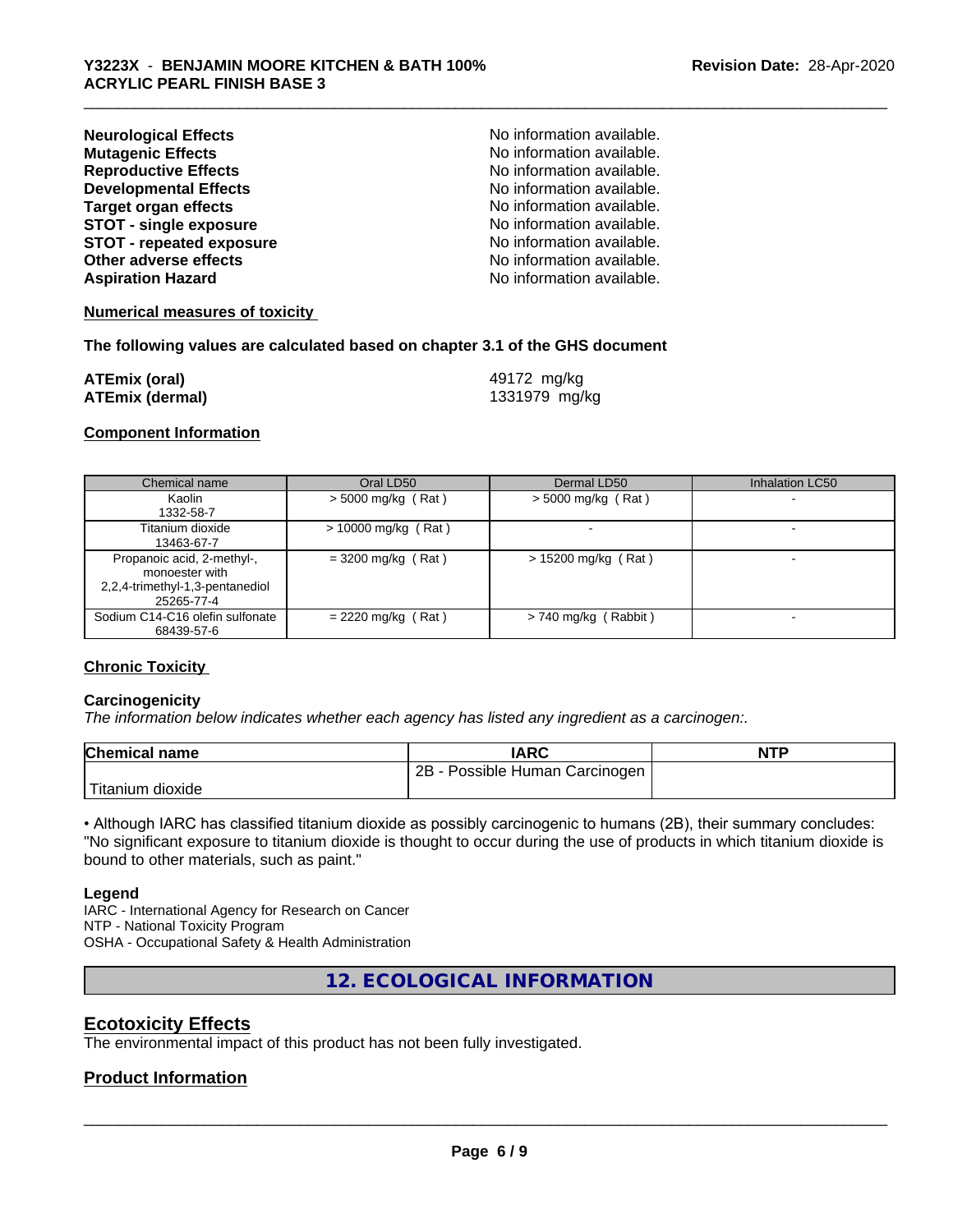| | |
|---|---|
| **Neurological Effects** | No information available. |
| **Mutagenic Effects** | No information available. |
| **Reproductive Effects** | No information available. |
| **Developmental Effects** | No information available. |
| **Target organ effects** | No information available. |
| **STOT - single exposure** | No information available. |
| **STOT - repeated exposure** | No information available. |
| **Other adverse effects** | No information available. |
| **Aspiration Hazard** | No information available. |

**Numerical measures of toxicity**

**The following values are calculated based on chapter 3.1 of the GHS document**

| | |
|---|---|
| **ATEmix (oral)** | 49172 mg/kg |
| **ATEmix (dermal)** | 1331979 mg/kg |

**Component Information**

| Chemical name | Oral LD50 | Dermal LD50 | Inhalation LC50 |
|---|---|---|---|
| Kaolin<br>1332-58-7 | > 5000 mg/kg ( Rat ) | > 5000 mg/kg ( Rat ) | - |
| Titanium dioxide<br>13463-67-7 | > 10000 mg/kg ( Rat ) | - | - |
| Propanoic acid, 2-methyl-, monoester with 2,2,4-trimethyl-1,3-pentanediol<br>25265-77-4 | = 3200 mg/kg ( Rat ) | > 15200 mg/kg ( Rat ) | - |
| Sodium C14-C16 olefin sulfonate<br>68439-57-6 | = 2220 mg/kg ( Rat ) | > 740 mg/kg ( Rabbit ) | - |

**Chronic Toxicity**

**Carcinogenicity**

*The information below indicates whether each agency has listed any ingredient as a carcinogen:.*

| Chemical name | IARC | NTP |
|---|---|---|
| Titanium dioxide | 2B - Possible Human Carcinogen | |

• Although IARC has classified titanium dioxide as possibly carcinogenic to humans (2B), their summary concludes: "No significant exposure to titanium dioxide is thought to occur during the use of products in which titanium dioxide is bound to other materials, such as paint."

**Legend**

IARC - International Agency for Research on Cancer
NTP - National Toxicity Program
OSHA - Occupational Safety & Health Administration

## 12. ECOLOGICAL INFORMATION

### Ecotoxicity Effects

The environmental impact of this product has not been fully investigated.

### Product Information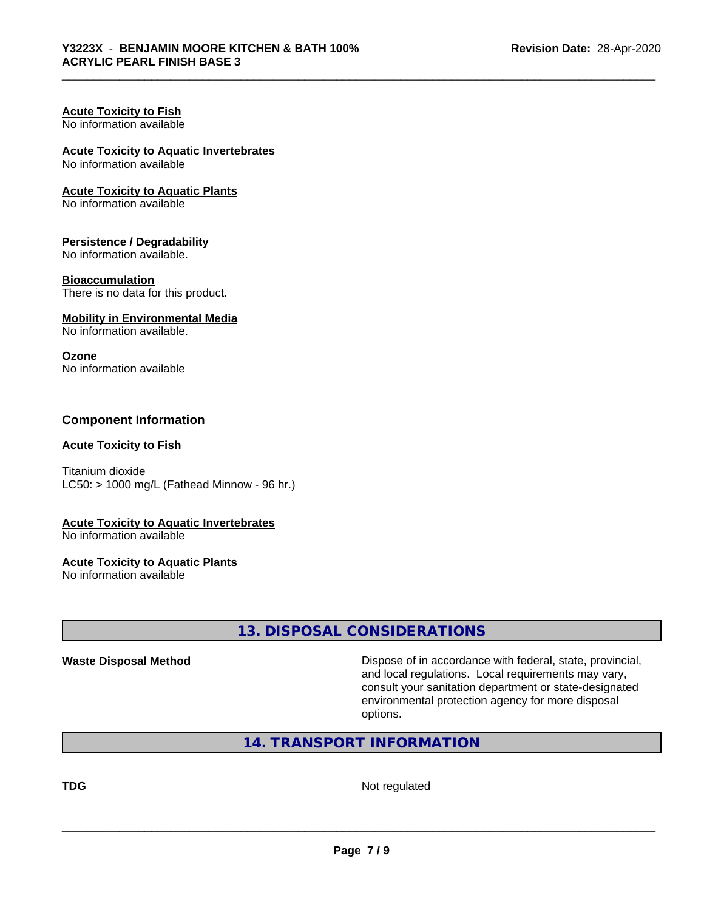**Acute Toxicity to Fish**
No information available

**Acute Toxicity to Aquatic Invertebrates**
No information available

**Acute Toxicity to Aquatic Plants**
No information available

**Persistence / Degradability**
No information available.

**Bioaccumulation**
There is no data for this product.

**Mobility in Environmental Media**
No information available.

**Ozone**
No information available

### Component Information

**Acute Toxicity to Fish**

Titanium dioxide
LC50: > 1000 mg/L (Fathead Minnow - 96 hr.)

**Acute Toxicity to Aquatic Invertebrates**
No information available

**Acute Toxicity to Aquatic Plants**
No information available

## 13. DISPOSAL CONSIDERATIONS

**Waste Disposal Method** Dispose of in accordance with federal, state, provincial, and local regulations. Local requirements may vary, consult your sanitation department or state-designated environmental protection agency for more disposal options.

## 14. TRANSPORT INFORMATION

**TDG** Not regulated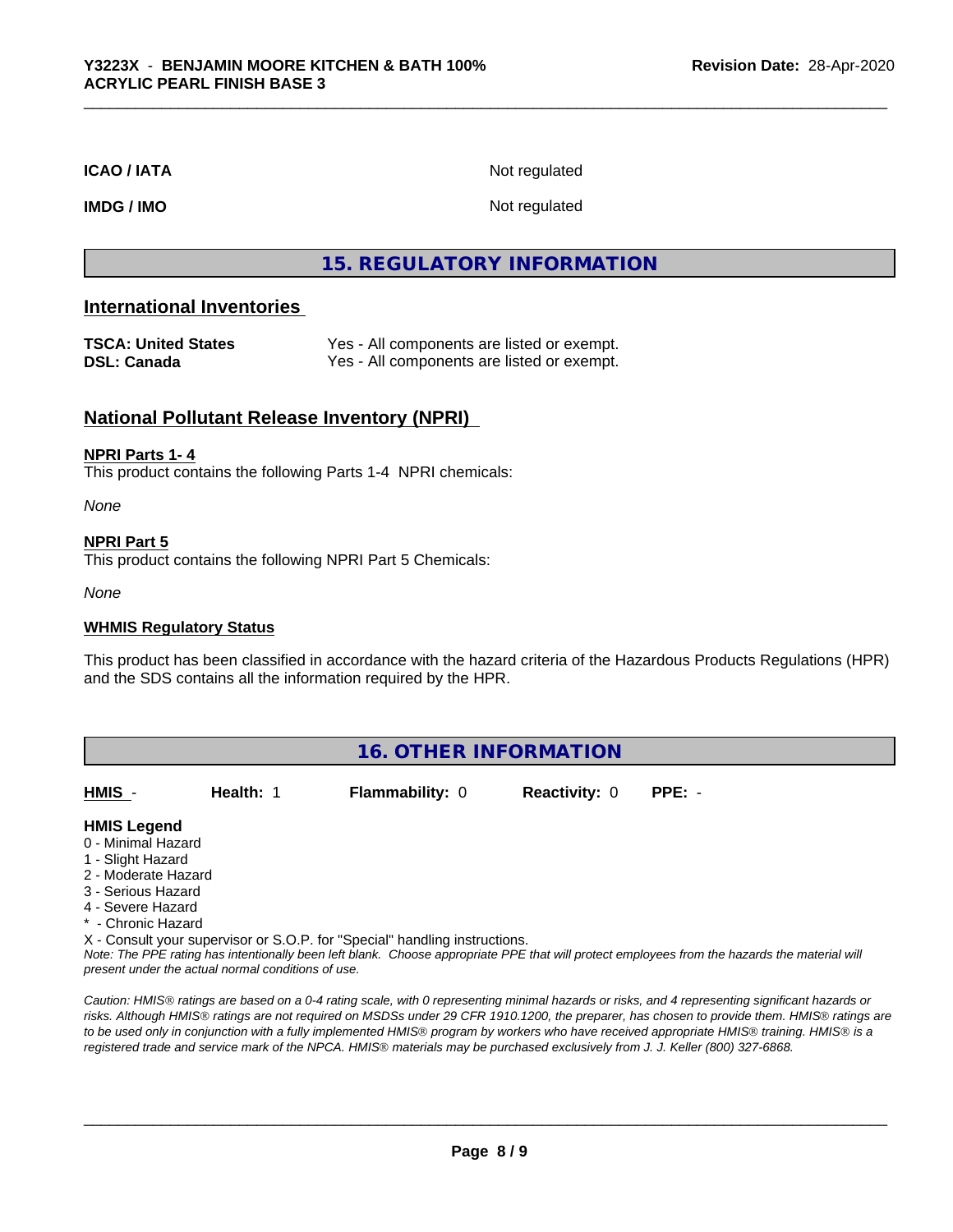| | |
|---|---|
| **ICAO / IATA** | Not regulated |
| **IMDG / IMO** | Not regulated |

# 15. REGULATORY INFORMATION

## International Inventories

| | |
|---|---|
| **TSCA: United States** | Yes - All components are listed or exempt. |
| **DSL: Canada** | Yes - All components are listed or exempt. |

## National Pollutant Release Inventory (NPRI)

**NPRI Parts 1- 4**

This product contains the following Parts 1-4 NPRI chemicals:

*None*

**NPRI Part 5**

This product contains the following NPRI Part 5 Chemicals:

*None*

**WHMIS Regulatory Status**

This product has been classified in accordance with the hazard criteria of the Hazardous Products Regulations (HPR) and the SDS contains all the information required by the HPR.

# 16. OTHER INFORMATION

| HMIS - | Health: 1 | Flammability: 0 | Reactivity: 0 | PPE: - |
|---|---|---|---|---|

**HMIS Legend**

0 - Minimal Hazard
1 - Slight Hazard
2 - Moderate Hazard
3 - Serious Hazard
4 - Severe Hazard
* - Chronic Hazard
X - Consult your supervisor or S.O.P. for "Special" handling instructions.

*Note: The PPE rating has intentionally been left blank. Choose appropriate PPE that will protect employees from the hazards the material will present under the actual normal conditions of use.*

*Caution: HMIS® ratings are based on a 0-4 rating scale, with 0 representing minimal hazards or risks, and 4 representing significant hazards or risks. Although HMIS® ratings are not required on MSDSs under 29 CFR 1910.1200, the preparer, has chosen to provide them. HMIS® ratings are to be used only in conjunction with a fully implemented HMIS® program by workers who have received appropriate HMIS® training. HMIS® is a registered trade and service mark of the NPCA. HMIS® materials may be purchased exclusively from J. J. Keller (800) 327-6868.*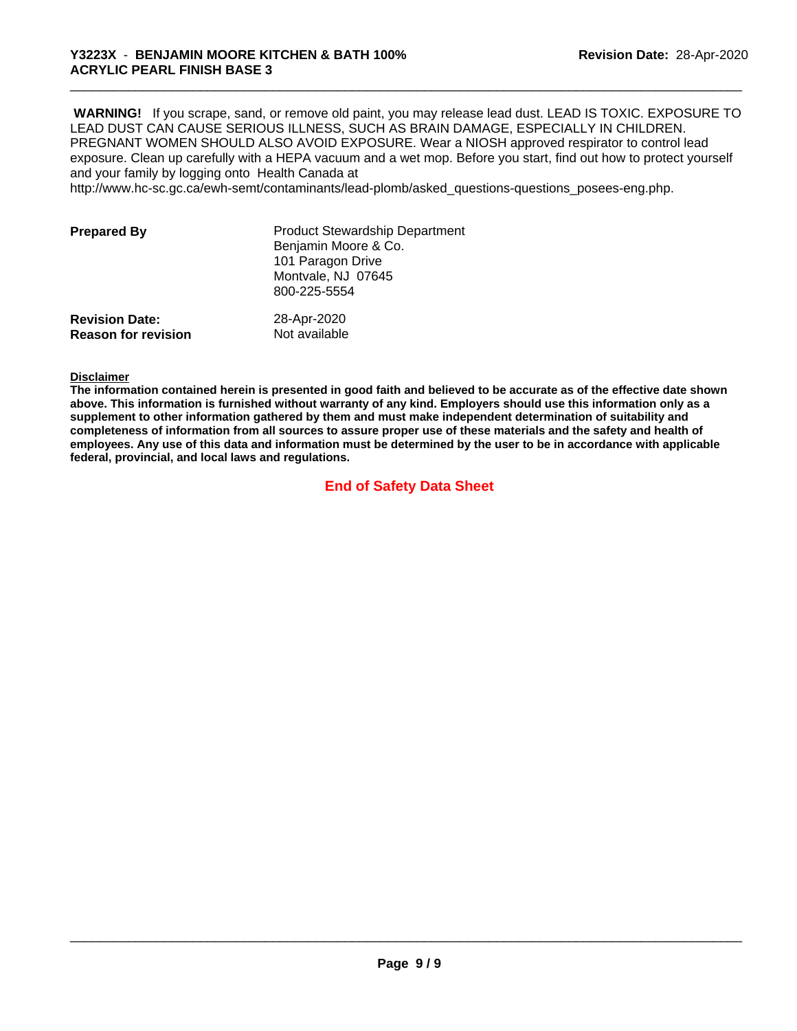**WARNING!** If you scrape, sand, or remove old paint, you may release lead dust. LEAD IS TOXIC. EXPOSURE TO LEAD DUST CAN CAUSE SERIOUS ILLNESS, SUCH AS BRAIN DAMAGE, ESPECIALLY IN CHILDREN. PREGNANT WOMEN SHOULD ALSO AVOID EXPOSURE. Wear a NIOSH approved respirator to control lead exposure. Clean up carefully with a HEPA vacuum and a wet mop. Before you start, find out how to protect yourself and your family by logging onto Health Canada at http://www.hc-sc.gc.ca/ewh-semt/contaminants/lead-plomb/asked_questions-questions_posees-eng.php.

| | |
|---|---|
| **Prepared By** | Product Stewardship Department<br>Benjamin Moore & Co.<br>101 Paragon Drive<br>Montvale, NJ 07645<br>800-225-5554 |
| **Revision Date:** | 28-Apr-2020 |
| **Reason for revision** | Not available |

**Disclaimer**

**The information contained herein is presented in good faith and believed to be accurate as of the effective date shown above. This information is furnished without warranty of any kind. Employers should use this information only as a supplement to other information gathered by them and must make independent determination of suitability and completeness of information from all sources to assure proper use of these materials and the safety and health of employees. Any use of this data and information must be determined by the user to be in accordance with applicable federal, provincial, and local laws and regulations.**

**End of Safety Data Sheet**